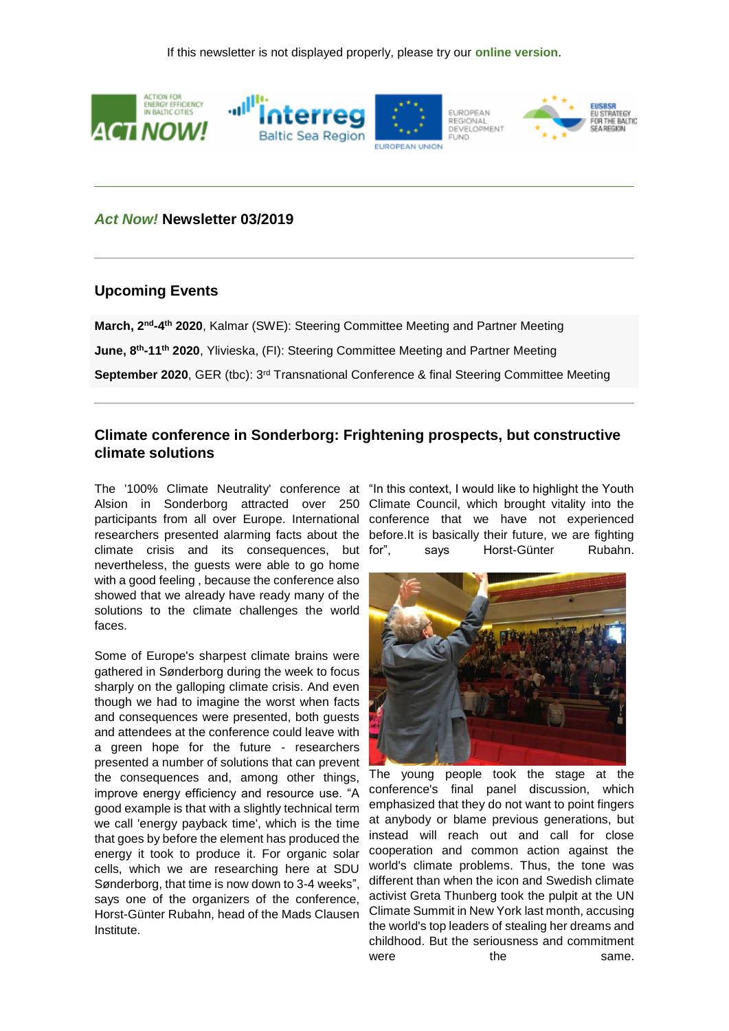If this newsletter is not displayed properly, please try our **online version**.

---

## *Act Now!* Newsletter 03/2019

---

### Upcoming Events

**March, 2nd-4th 2020**, Kalmar (SWE): Steering Committee Meeting and Partner Meeting

**June, 8th-11th 2020**, Ylivieska, (FI): Steering Committee Meeting and Partner Meeting

**September 2020**, GER (tbc): 3rd Transnational Conference & final Steering Committee Meeting

---

### Climate conference in Sonderborg: Frightening prospects, but constructive climate solutions

The '100% Climate Neutrality' conference at Alsion in Sonderborg attracted over 250 participants from all over Europe. International researchers presented alarming facts about the climate crisis and its consequences, but nevertheless, the guests were able to go home with a good feeling , because the conference also showed that we already have ready many of the solutions to the climate challenges the world faces.

Some of Europe's sharpest climate brains were gathered in Sønderborg during the week to focus sharply on the galloping climate crisis. And even though we had to imagine the worst when facts and consequences were presented, both guests and attendees at the conference could leave with a green hope for the future - researchers presented a number of solutions that can prevent the consequences and, among other things, improve energy efficiency and resource use. "A good example is that with a slightly technical term we call 'energy payback time', which is the time that goes by before the element has produced the energy it took to produce it. For organic solar cells, which we are researching here at SDU Sønderborg, that time is now down to 3-4 weeks", says one of the organizers of the conference, Horst-Günter Rubahn, head of the Mads Clausen Institute.

"In this context, I would like to highlight the Youth Climate Council, which brought vitality into the conference that we have not experienced before.It is basically their future, we are fighting for", says Horst-Günter Rubahn.

The young people took the stage at the conference's final panel discussion, which emphasized that they do not want to point fingers at anybody or blame previous generations, but instead will reach out and call for close cooperation and common action against the world's climate problems. Thus, the tone was different than when the icon and Swedish climate activist Greta Thunberg took the pulpit at the UN Climate Summit in New York last month, accusing the world's top leaders of stealing her dreams and childhood. But the seriousness and commitment were the same.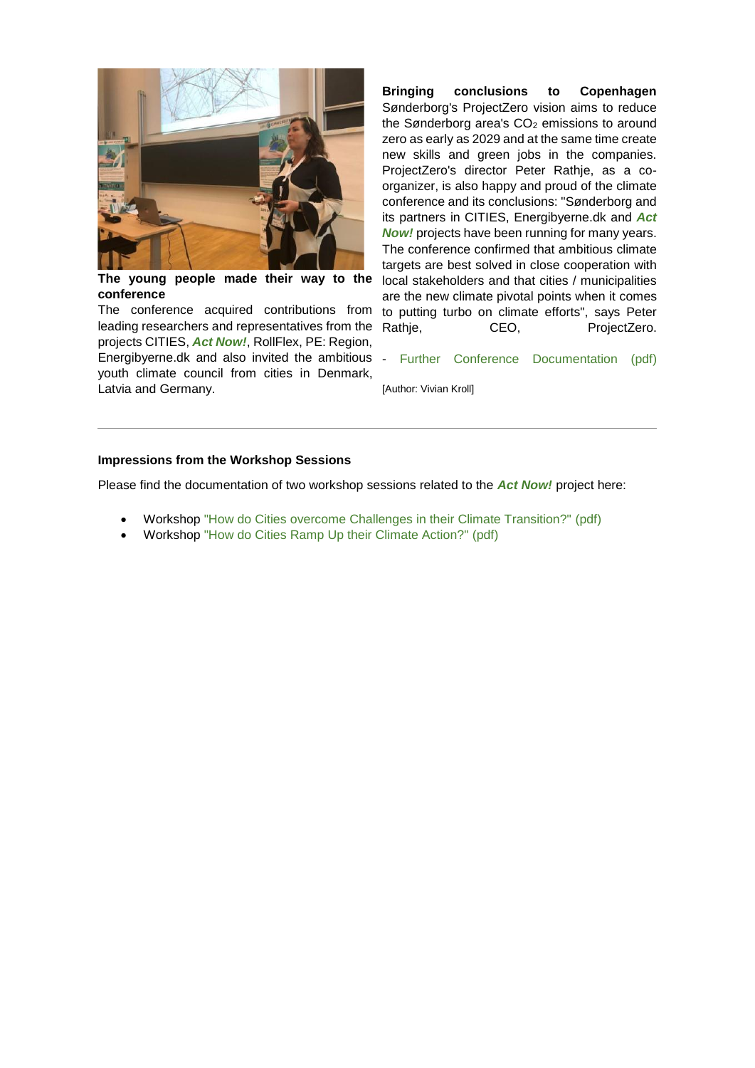**The young people made their way to the conference**

The conference acquired contributions from leading researchers and representatives from the projects CITIES, ***Act Now!***, RollFlex, PE: Region, Energibyerne.dk and also invited the ambitious youth climate council from cities in Denmark, Latvia and Germany.

**Bringing conclusions to Copenhagen**

Sønderborg's ProjectZero vision aims to reduce the Sønderborg area's $CO_2$ emissions to around zero as early as 2029 and at the same time create new skills and green jobs in the companies. ProjectZero's director Peter Rathje, as a co-organizer, is also happy and proud of the climate conference and its conclusions: "Sønderborg and its partners in CITIES, Energibyerne.dk and ***Act Now!*** projects have been running for many years. The conference confirmed that ambitious climate targets are best solved in close cooperation with local stakeholders and that cities / municipalities are the new climate pivotal points when it comes to putting turbo on climate efforts", says Peter Rathje, CEO, ProjectZero.

- Further Conference Documentation (pdf)

[Author: Vivian Kroll]

---

**Impressions from the Workshop Sessions**

Please find the documentation of two workshop sessions related to the ***Act Now!*** project here:

- Workshop "How do Cities overcome Challenges in their Climate Transition?" (pdf)
- Workshop "How do Cities Ramp Up their Climate Action?" (pdf)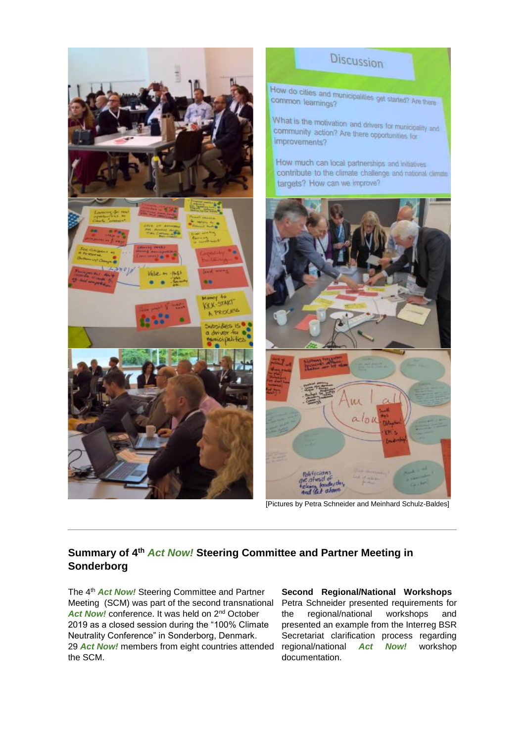[Pictures by Petra Schneider and Meinhard Schulz-Baldes]

---

## Summary of 4th *Act Now!* Steering Committee and Partner Meeting in Sonderborg

The 4th ***Act Now!*** Steering Committee and Partner Meeting (SCM) was part of the second transnational ***Act Now!*** conference. It was held on 2nd October 2019 as a closed session during the "100% Climate Neutrality Conference" in Sonderborg, Denmark. 29 ***Act Now!*** members from eight countries attended the SCM.

**Second Regional/National Workshops** Petra Schneider presented requirements for the regional/national workshops and presented an example from the Interreg BSR Secretariat clarification process regarding regional/national ***Act Now!*** workshop documentation.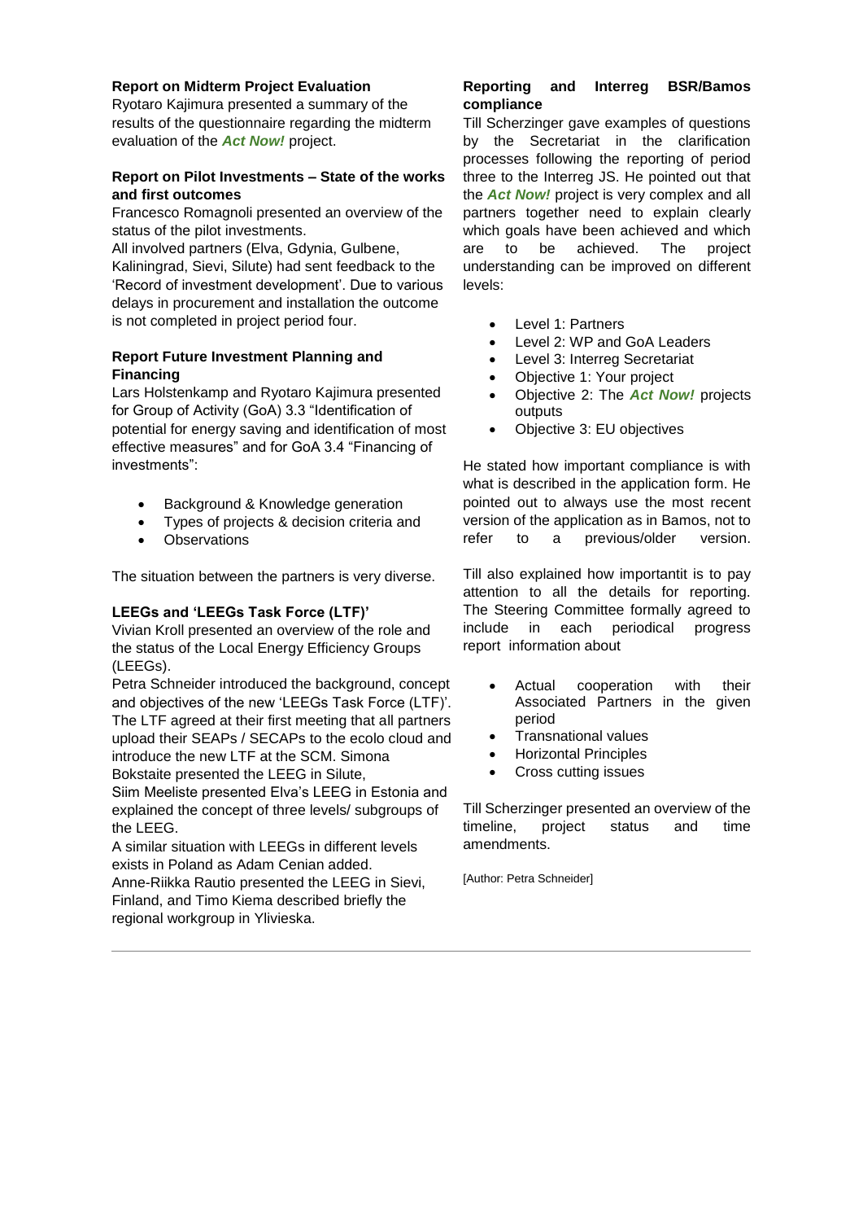**Report on Midterm Project Evaluation**

Ryotaro Kajimura presented a summary of the results of the questionnaire regarding the midterm evaluation of the ***Act Now!*** project.

**Report on Pilot Investments – State of the works and first outcomes**

Francesco Romagnoli presented an overview of the status of the pilot investments.

All involved partners (Elva, Gdynia, Gulbene, Kaliningrad, Sievi, Silute) had sent feedback to the 'Record of investment development'. Due to various delays in procurement and installation the outcome is not completed in project period four.

**Report Future Investment Planning and Financing**

Lars Holstenkamp and Ryotaro Kajimura presented for Group of Activity (GoA) 3.3 "Identification of potential for energy saving and identification of most effective measures" and for GoA 3.4 "Financing of investments":

- Background & Knowledge generation
- Types of projects & decision criteria and
- Observations

The situation between the partners is very diverse.

**LEEGs and 'LEEGs Task Force (LTF)'**

Vivian Kroll presented an overview of the role and the status of the Local Energy Efficiency Groups (LEEGs).

Petra Schneider introduced the background, concept and objectives of the new 'LEEGs Task Force (LTF)'. The LTF agreed at their first meeting that all partners upload their SEAPs / SECAPs to the ecolo cloud and introduce the new LTF at the SCM. Simona Bokstaite presented the LEEG in Silute,

Siim Meeliste presented Elva's LEEG in Estonia and explained the concept of three levels/ subgroups of the LEEG.

A similar situation with LEEGs in different levels exists in Poland as Adam Cenian added.

Anne-Riikka Rautio presented the LEEG in Sievi, Finland, and Timo Kiema described briefly the regional workgroup in Ylivieska.

**Reporting and Interreg BSR/Bamos compliance**

Till Scherzinger gave examples of questions by the Secretariat in the clarification processes following the reporting of period three to the Interreg JS. He pointed out that the ***Act Now!*** project is very complex and all partners together need to explain clearly which goals have been achieved and which are to be achieved. The project understanding can be improved on different levels:

- Level 1: Partners
- Level 2: WP and GoA Leaders
- Level 3: Interreg Secretariat
- Objective 1: Your project
- Objective 2: The ***Act Now!*** projects outputs
- Objective 3: EU objectives

He stated how important compliance is with what is described in the application form. He pointed out to always use the most recent version of the application as in Bamos, not to refer to a previous/older version.

Till also explained how importantit is to pay attention to all the details for reporting. The Steering Committee formally agreed to include in each periodical progress report information about

- Actual cooperation with their Associated Partners in the given period
- Transnational values
- Horizontal Principles
- Cross cutting issues

Till Scherzinger presented an overview of the timeline, project status and time amendments.

[Author: Petra Schneider]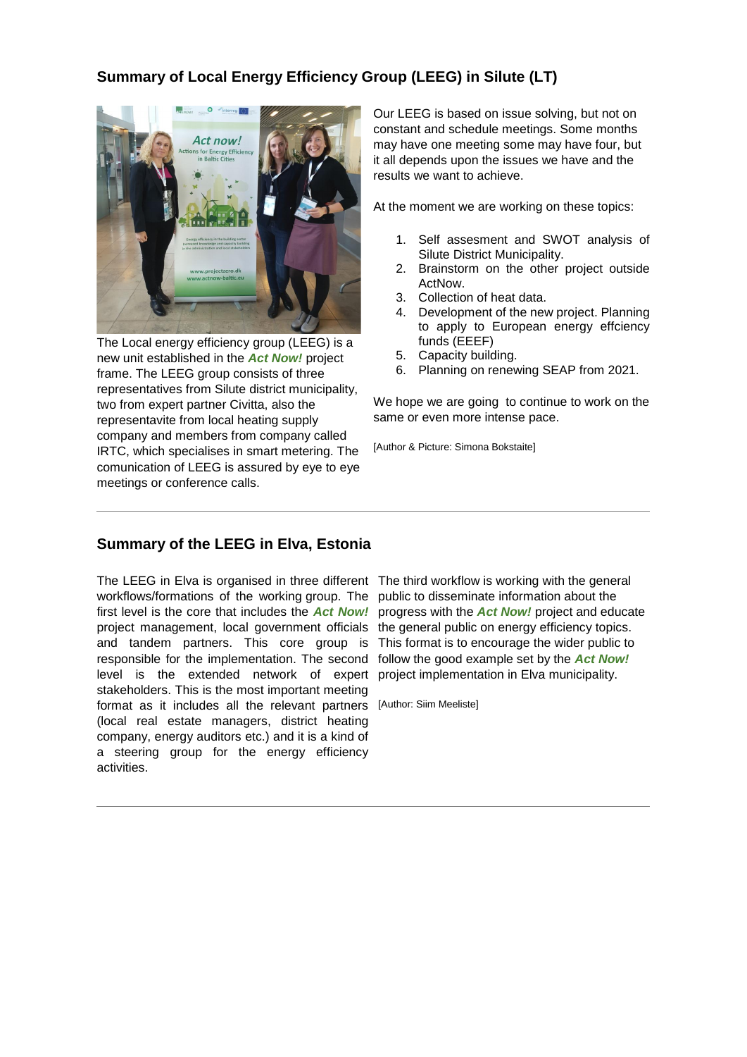## Summary of Local Energy Efficiency Group (LEEG) in Silute (LT)

The Local energy efficiency group (LEEG) is a new unit established in the ***Act Now!*** project frame. The LEEG group consists of three representatives from Silute district municipality, two from expert partner Civitta, also the representavite from local heating supply company and members from company called IRTC, which specialises in smart metering. The comunication of LEEG is assured by eye to eye meetings or conference calls.

Our LEEG is based on issue solving, but not on constant and schedule meetings. Some months may have one meeting some may have four, but it all depends upon the issues we have and the results we want to achieve.

At the moment we are working on these topics:

1. Self assesment and SWOT analysis of Silute District Municipality.
2. Brainstorm on the other project outside ActNow.
3. Collection of heat data.
4. Development of the new project. Planning to apply to European energy effciency funds (EEEF)
5. Capacity building.
6. Planning on renewing SEAP from 2021.

We hope we are going to continue to work on the same or even more intense pace.

[Author & Picture: Simona Bokstaite]

---

## Summary of the LEEG in Elva, Estonia

The LEEG in Elva is organised in three different workflows/formations of the working group. The first level is the core that includes the ***Act Now!*** project management, local government officials and tandem partners. This core group is responsible for the implementation. The second level is the extended network of expert stakeholders. This is the most important meeting format as it includes all the relevant partners (local real estate managers, district heating company, energy auditors etc.) and it is a kind of a steering group for the energy efficiency activities.

The third workflow is working with the general public to disseminate information about the progress with the ***Act Now!*** project and educate the general public on energy efficiency topics. This format is to encourage the wider public to follow the good example set by the ***Act Now!*** project implementation in Elva municipality.

[Author: Siim Meeliste]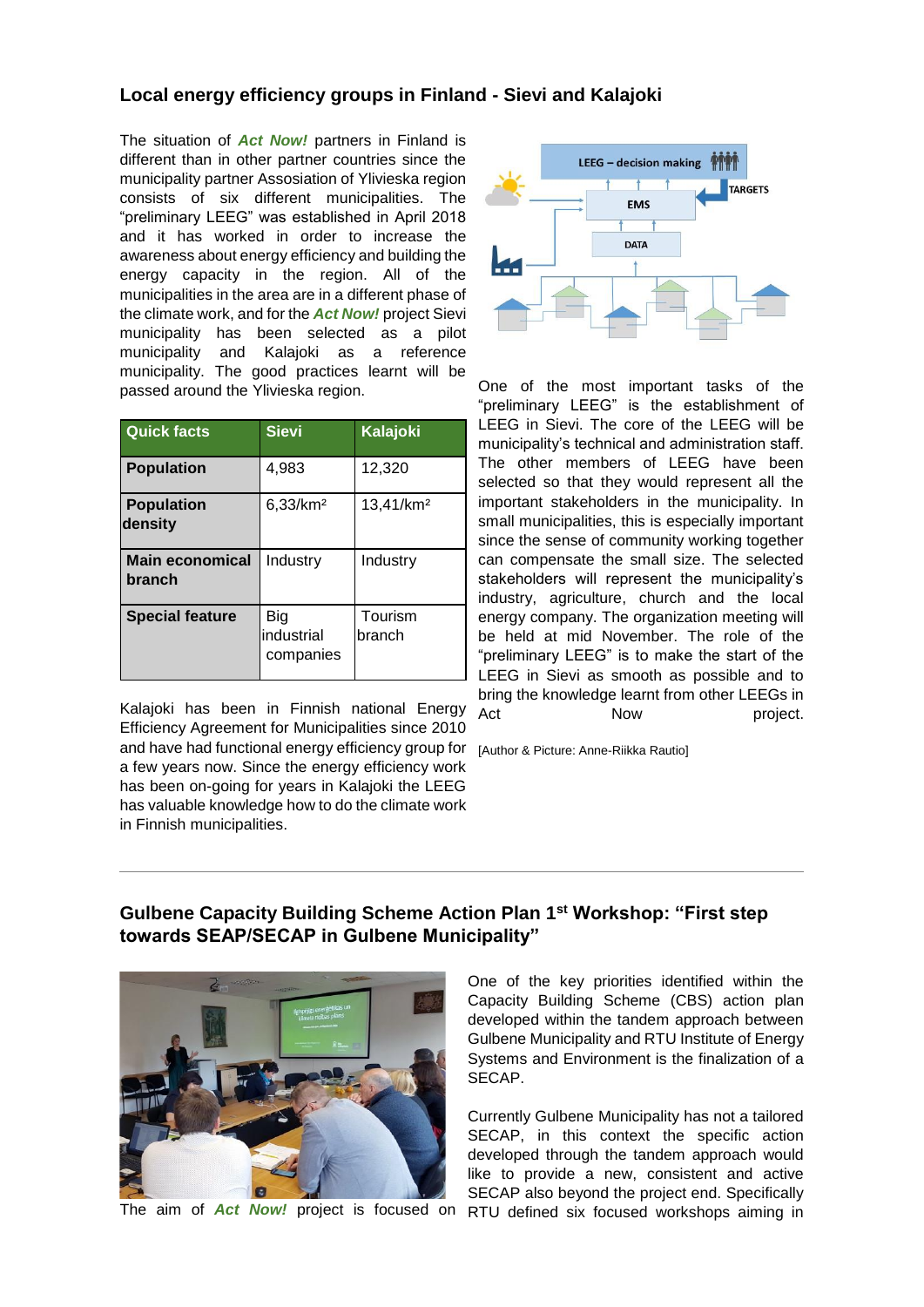## Local energy efficiency groups in Finland - Sievi and Kalajoki

The situation of ***Act Now!*** partners in Finland is different than in other partner countries since the municipality partner Assosiation of Ylivieska region consists of six different municipalities. The "preliminary LEEG" was established in April 2018 and it has worked in order to increase the awareness about energy efficiency and building the energy capacity in the region. All of the municipalities in the area are in a different phase of the climate work, and for the ***Act Now!*** project Sievi municipality has been selected as a pilot municipality and Kalajoki as a reference municipality. The good practices learnt will be passed around the Ylivieska region.

| Quick facts | Sievi | Kalajoki |
|---|---|---|
| **Population** | 4,983 | 12,320 |
| **Population density** | 6,33/km² | 13,41/km² |
| **Main economical branch** | Industry | Industry |
| **Special feature** | Big industrial companies | Tourism branch |

Kalajoki has been in Finnish national Energy Efficiency Agreement for Municipalities since 2010 and have had functional energy efficiency group for a few years now. Since the energy efficiency work has been on-going for years in Kalajoki the LEEG has valuable knowledge how to do the climate work in Finnish municipalities.

One of the most important tasks of the "preliminary LEEG" is the establishment of LEEG in Sievi. The core of the LEEG will be municipality's technical and administration staff. The other members of LEEG have been selected so that they would represent all the important stakeholders in the municipality. In small municipalities, this is especially important since the sense of community working together can compensate the small size. The selected stakeholders will represent the municipality's industry, agriculture, church and the local energy company. The organization meeting will be held at mid November. The role of the "preliminary LEEG" is to make the start of the LEEG in Sievi as smooth as possible and to bring the knowledge learnt from other LEEGs in Act Now project.

[Author & Picture: Anne-Riikka Rautio]

---

## Gulbene Capacity Building Scheme Action Plan 1st Workshop: "First step towards SEAP/SECAP in Gulbene Municipality"

One of the key priorities identified within the Capacity Building Scheme (CBS) action plan developed within the tandem approach between Gulbene Municipality and RTU Institute of Energy Systems and Environment is the finalization of a SECAP.

Currently Gulbene Municipality has not a tailored SECAP, in this context the specific action developed through the tandem approach would like to provide a new, consistent and active SECAP also beyond the project end. Specifically RTU defined six focused workshops aiming in

The aim of ***Act Now!*** project is focused on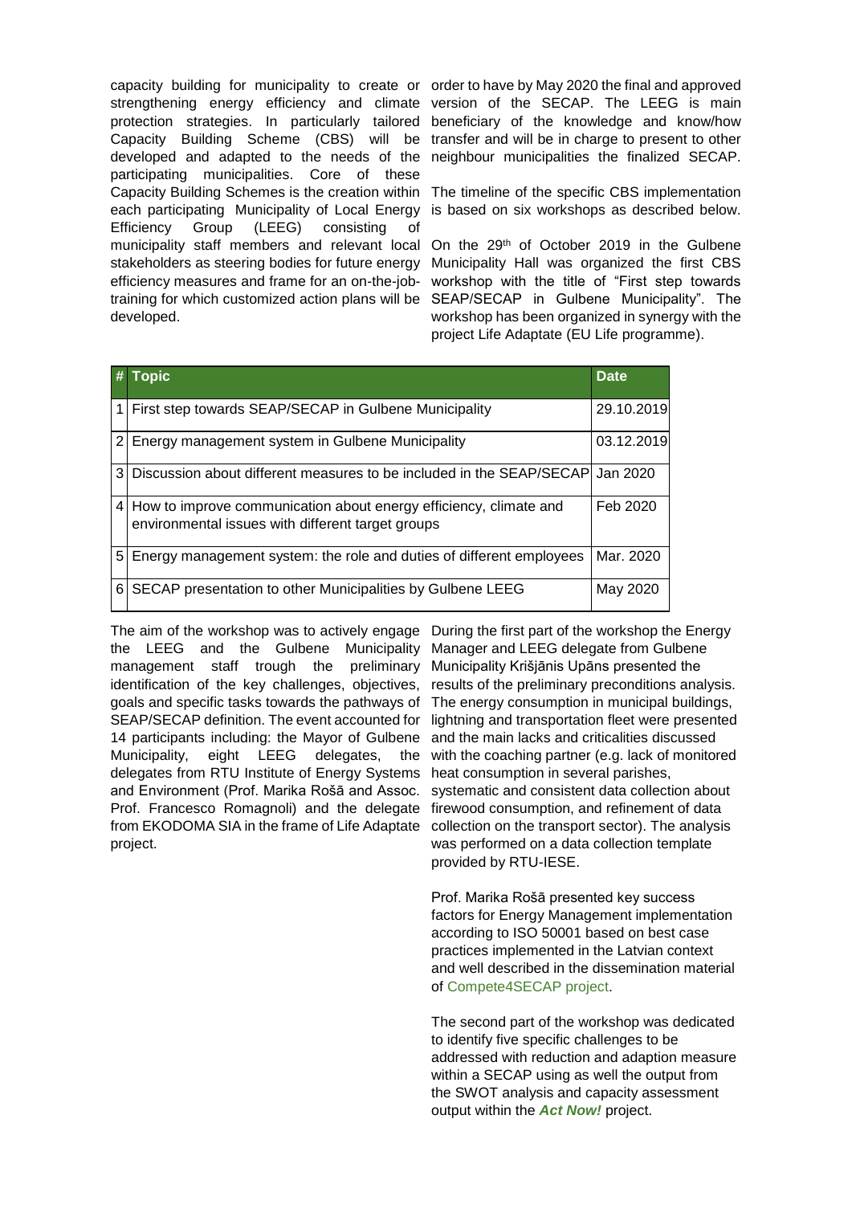capacity building for municipality to create or strengthening energy efficiency and climate protection strategies. In particularly tailored Capacity Building Scheme (CBS) will be developed and adapted to the needs of the participating municipalities. Core of these Capacity Building Schemes is the creation within each participating Municipality of Local Energy Efficiency Group (LEEG) consisting of municipality staff members and relevant local stakeholders as steering bodies for future energy efficiency measures and frame for an on-the-job-training for which customized action plans will be developed.

order to have by May 2020 the final and approved version of the SECAP. The LEEG is main beneficiary of the knowledge and know/how transfer and will be in charge to present to other neighbour municipalities the finalized SECAP.

The timeline of the specific CBS implementation is based on six workshops as described below.

On the 29th of October 2019 in the Gulbene Municipality Hall was organized the first CBS workshop with the title of "First step towards SEAP/SECAP in Gulbene Municipality". The workshop has been organized in synergy with the project Life Adaptate (EU Life programme).

| # | Topic | Date |
|---|---|---|
| 1 | First step towards SEAP/SECAP in Gulbene Municipality | 29.10.2019 |
| 2 | Energy management system in Gulbene Municipality | 03.12.2019 |
| 3 | Discussion about different measures to be included in the SEAP/SECAP | Jan 2020 |
| 4 | How to improve communication about energy efficiency, climate and environmental issues with different target groups | Feb 2020 |
| 5 | Energy management system: the role and duties of different employees | Mar. 2020 |
| 6 | SECAP presentation to other Municipalities by Gulbene LEEG | May 2020 |

The aim of the workshop was to actively engage the LEEG and the Gulbene Municipality management staff trough the preliminary identification of the key challenges, objectives, goals and specific tasks towards the pathways of SEAP/SECAP definition. The event accounted for 14 participants including: the Mayor of Gulbene Municipality, eight LEEG delegates, the delegates from RTU Institute of Energy Systems and Environment (Prof. Marika Rošā and Assoc. Prof. Francesco Romagnoli) and the delegate from EKODOMA SIA in the frame of Life Adaptate project.

During the first part of the workshop the Energy Manager and LEEG delegate from Gulbene Municipality Krišjānis Upāns presented the results of the preliminary preconditions analysis. The energy consumption in municipal buildings, lightning and transportation fleet were presented and the main lacks and criticalities discussed with the coaching partner (e.g. lack of monitored heat consumption in several parishes, systematic and consistent data collection about firewood consumption, and refinement of data collection on the transport sector). The analysis was performed on a data collection template provided by RTU-IESE.

Prof. Marika Rošā presented key success factors for Energy Management implementation according to ISO 50001 based on best case practices implemented in the Latvian context and well described in the dissemination material of Compete4SECAP project.

The second part of the workshop was dedicated to identify five specific challenges to be addressed with reduction and adaption measure within a SECAP using as well the output from the SWOT analysis and capacity assessment output within the ***Act Now!*** project.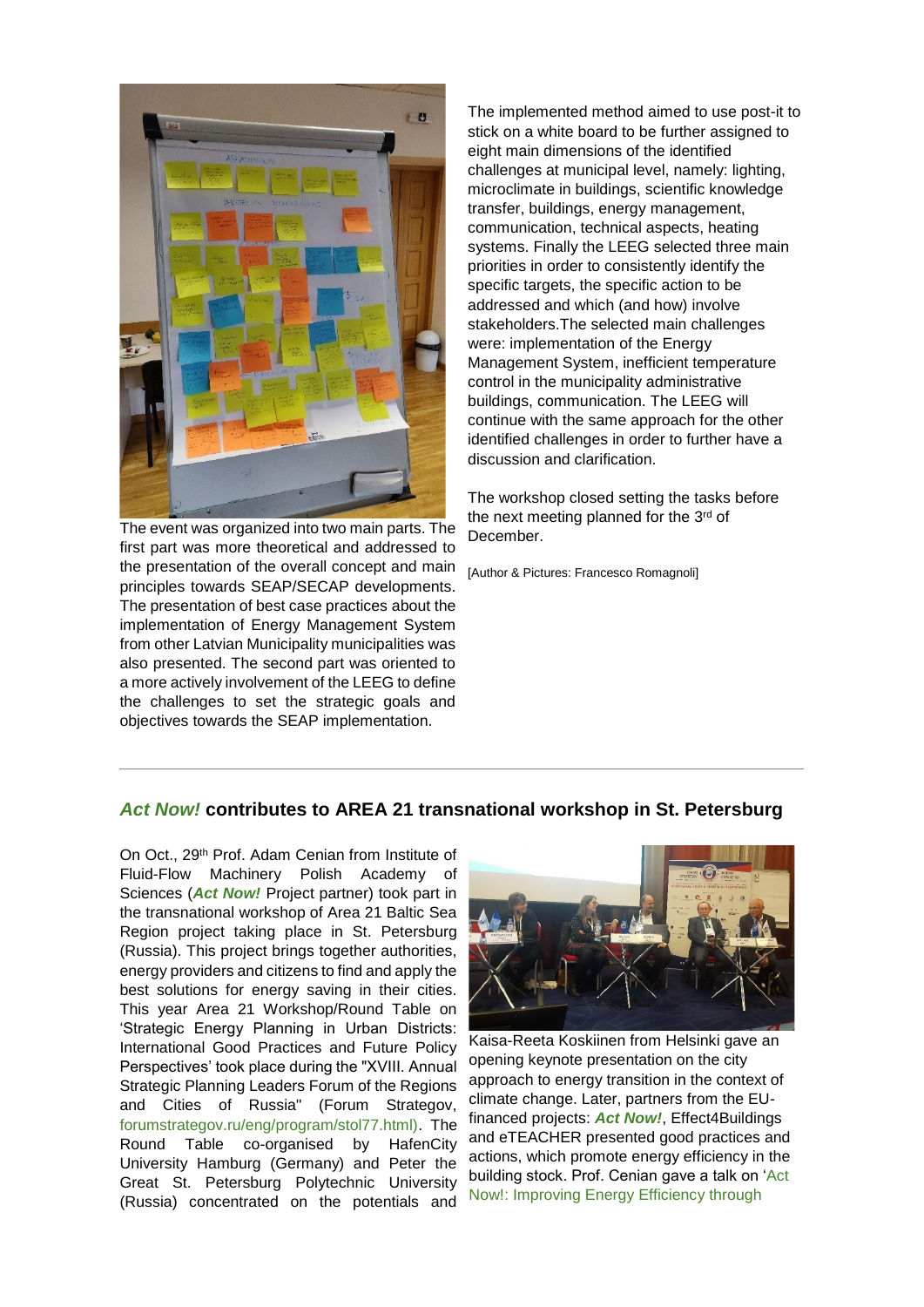The event was organized into two main parts. The first part was more theoretical and addressed to the presentation of the overall concept and main principles towards SEAP/SECAP developments. The presentation of best case practices about the implementation of Energy Management System from other Latvian Municipality municipalities was also presented. The second part was oriented to a more actively involvement of the LEEG to define the challenges to set the strategic goals and objectives towards the SEAP implementation.

The implemented method aimed to use post-it to stick on a white board to be further assigned to eight main dimensions of the identified challenges at municipal level, namely: lighting, microclimate in buildings, scientific knowledge transfer, buildings, energy management, communication, technical aspects, heating systems. Finally the LEEG selected three main priorities in order to consistently identify the specific targets, the specific action to be addressed and which (and how) involve stakeholders.The selected main challenges were: implementation of the Energy Management System, inefficient temperature control in the municipality administrative buildings, communication. The LEEG will continue with the same approach for the other identified challenges in order to further have a discussion and clarification.

The workshop closed setting the tasks before the next meeting planned for the 3rd of December.

[Author & Pictures: Francesco Romagnoli]

---

## *Act Now!* contributes to AREA 21 transnational workshop in St. Petersburg

On Oct., 29th Prof. Adam Cenian from Institute of Fluid-Flow Machinery Polish Academy of Sciences (***Act Now!*** Project partner) took part in the transnational workshop of Area 21 Baltic Sea Region project taking place in St. Petersburg (Russia). This project brings together authorities, energy providers and citizens to find and apply the best solutions for energy saving in their cities. This year Area 21 Workshop/Round Table on 'Strategic Energy Planning in Urban Districts: International Good Practices and Future Policy Perspectives' took place during the "XVIII. Annual Strategic Planning Leaders Forum of the Regions and Cities of Russia" (Forum Strategov, forumstrategov.ru/eng/program/stol77.html). The Round Table co-organised by HafenCity University Hamburg (Germany) and Peter the Great St. Petersburg Polytechnic University (Russia) concentrated on the potentials and

Kaisa-Reeta Koskiinen from Helsinki gave an opening keynote presentation on the city approach to energy transition in the context of climate change. Later, partners from the EU-financed projects: ***Act Now!***, Effect4Buildings and eTEACHER presented good practices and actions, which promote energy efficiency in the building stock. Prof. Cenian gave a talk on 'Act Now!: Improving Energy Efficiency through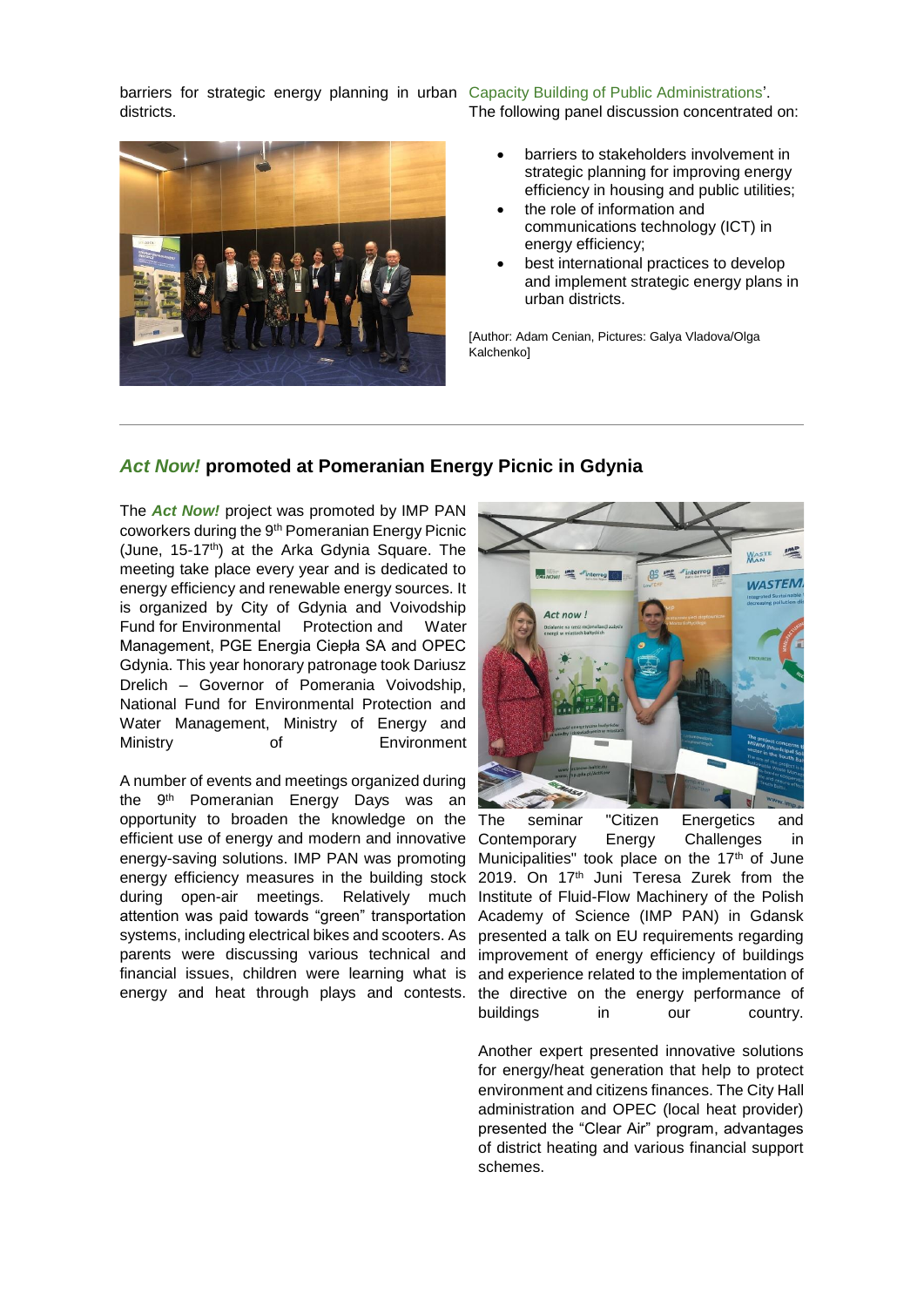barriers for strategic energy planning in urban districts.

Capacity Building of Public Administrations'.

The following panel discussion concentrated on:

- barriers to stakeholders involvement in strategic planning for improving energy efficiency in housing and public utilities;
- the role of information and communications technology (ICT) in energy efficiency;
- best international practices to develop and implement strategic energy plans in urban districts.

[Author: Adam Cenian, Pictures: Galya Vladova/Olga Kalchenko]

---

## *Act Now!* promoted at Pomeranian Energy Picnic in Gdynia

The ***Act Now!*** project was promoted by IMP PAN coworkers during the 9th Pomeranian Energy Picnic (June, 15-17th) at the Arka Gdynia Square. The meeting take place every year and is dedicated to energy efficiency and renewable energy sources. It is organized by City of Gdynia and Voivodship Fund for Environmental Protection and Water Management, PGE Energia Ciepła SA and OPEC Gdynia. This year honorary patronage took Dariusz Drelich – Governor of Pomerania Voivodship, National Fund for Environmental Protection and Water Management, Ministry of Energy and Ministry of Environment

A number of events and meetings organized during the 9th Pomeranian Energy Days was an opportunity to broaden the knowledge on the efficient use of energy and modern and innovative energy-saving solutions. IMP PAN was promoting energy efficiency measures in the building stock during open-air meetings. Relatively much attention was paid towards "green" transportation systems, including electrical bikes and scooters. As parents were discussing various technical and financial issues, children were learning what is energy and heat through plays and contests.

The seminar "Citizen Energetics and Contemporary Energy Challenges in Municipalities" took place on the 17th of June 2019. On 17th Juni Teresa Zurek from the Institute of Fluid-Flow Machinery of the Polish Academy of Science (IMP PAN) in Gdansk presented a talk on EU requirements regarding improvement of energy efficiency of buildings and experience related to the implementation of the directive on the energy performance of buildings in our country.

Another expert presented innovative solutions for energy/heat generation that help to protect environment and citizens finances. The City Hall administration and OPEC (local heat provider) presented the "Clear Air" program, advantages of district heating and various financial support schemes.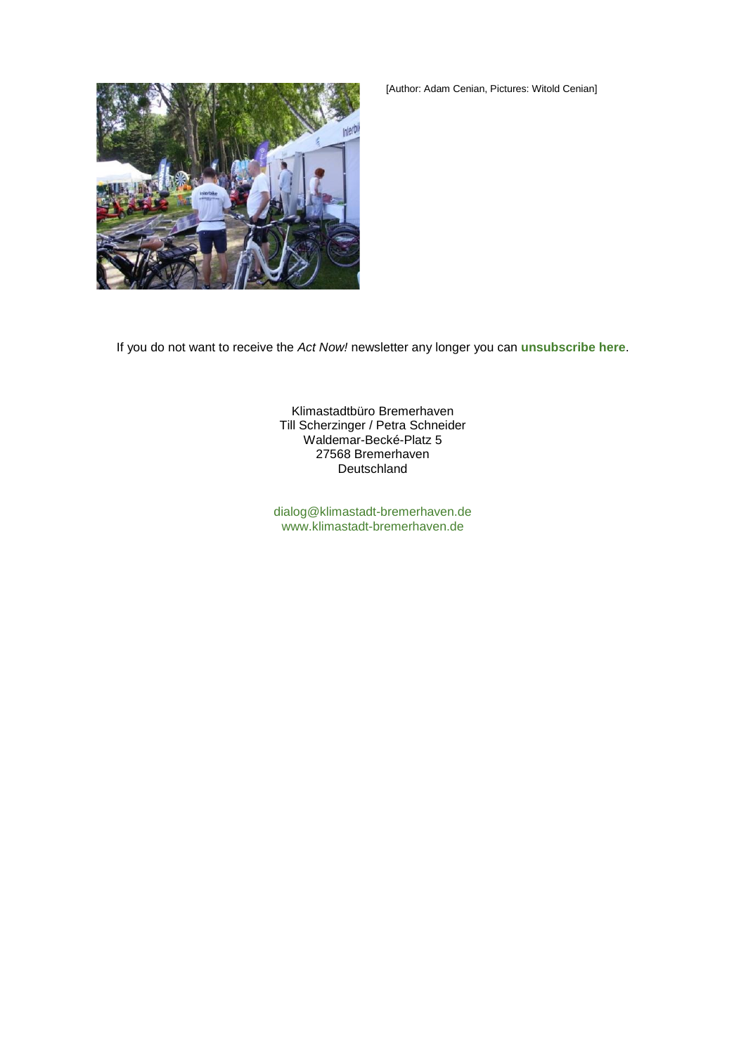[Author: Adam Cenian, Pictures: Witold Cenian]

If you do not want to receive the *Act Now!* newsletter any longer you can **unsubscribe here**.

Klimastadtbüro Bremerhaven
Till Scherzinger / Petra Schneider
Waldemar-Becké-Platz 5
27568 Bremerhaven
Deutschland

dialog@klimastadt-bremerhaven.de
www.klimastadt-bremerhaven.de